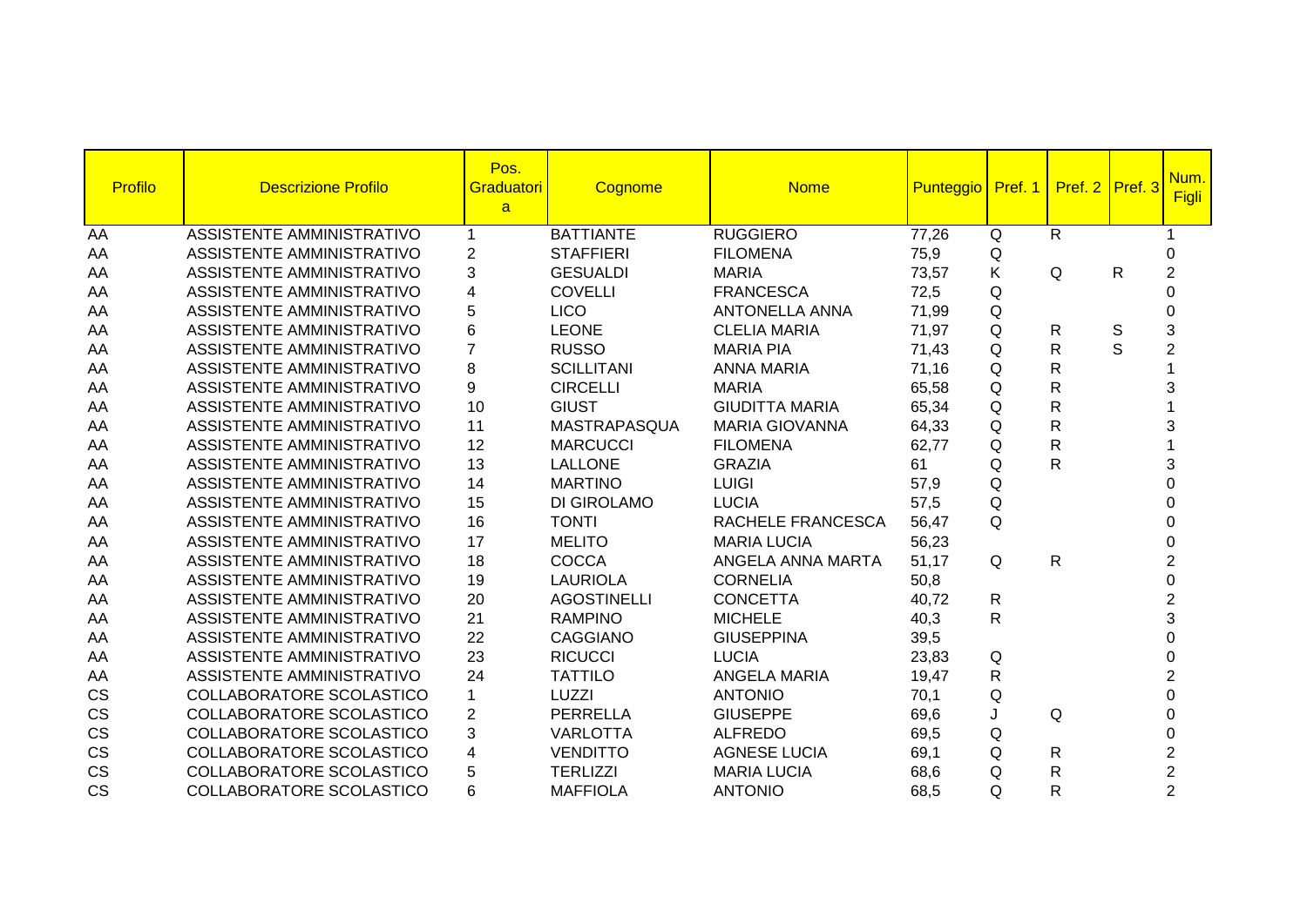| Profilo | Descrizione Profilo | Pos. Graduatoria | Cognome | Nome | Punteggio | Pref. 1 | Pref. 2 | Pref. 3 | Num. Figli |
|---|---|---|---|---|---|---|---|---|---|
| AA | ASSISTENTE AMMINISTRATIVO | 1 | BATTIANTE | RUGGIERO | 77,26 | Q | R | | 1 |
| AA | ASSISTENTE AMMINISTRATIVO | 2 | STAFFIERI | FILOMENA | 75,9 | Q | | | 0 |
| AA | ASSISTENTE AMMINISTRATIVO | 3 | GESUALDI | MARIA | 73,57 | K | Q | R | 2 |
| AA | ASSISTENTE AMMINISTRATIVO | 4 | COVELLI | FRANCESCA | 72,5 | Q | | | 0 |
| AA | ASSISTENTE AMMINISTRATIVO | 5 | LICO | ANTONELLA ANNA | 71,99 | Q | | | 0 |
| AA | ASSISTENTE AMMINISTRATIVO | 6 | LEONE | CLELIA MARIA | 71,97 | Q | R | S | 3 |
| AA | ASSISTENTE AMMINISTRATIVO | 7 | RUSSO | MARIA PIA | 71,43 | Q | R | S | 2 |
| AA | ASSISTENTE AMMINISTRATIVO | 8 | SCILLITANI | ANNA MARIA | 71,16 | Q | R | | 1 |
| AA | ASSISTENTE AMMINISTRATIVO | 9 | CIRCELLI | MARIA | 65,58 | Q | R | | 3 |
| AA | ASSISTENTE AMMINISTRATIVO | 10 | GIUST | GIUDITTA MARIA | 65,34 | Q | R | | 1 |
| AA | ASSISTENTE AMMINISTRATIVO | 11 | MASTRAPASQUA | MARIA GIOVANNA | 64,33 | Q | R | | 3 |
| AA | ASSISTENTE AMMINISTRATIVO | 12 | MARCUCCI | FILOMENA | 62,77 | Q | R | | 1 |
| AA | ASSISTENTE AMMINISTRATIVO | 13 | LALLONE | GRAZIA | 61 | Q | R | | 3 |
| AA | ASSISTENTE AMMINISTRATIVO | 14 | MARTINO | LUIGI | 57,9 | Q | | | 0 |
| AA | ASSISTENTE AMMINISTRATIVO | 15 | DI GIROLAMO | LUCIA | 57,5 | Q | | | 0 |
| AA | ASSISTENTE AMMINISTRATIVO | 16 | TONTI | RACHELE FRANCESCA | 56,47 | Q | | | 0 |
| AA | ASSISTENTE AMMINISTRATIVO | 17 | MELITO | MARIA LUCIA | 56,23 | | | | 0 |
| AA | ASSISTENTE AMMINISTRATIVO | 18 | COCCA | ANGELA ANNA MARTA | 51,17 | Q | R | | 2 |
| AA | ASSISTENTE AMMINISTRATIVO | 19 | LAURIOLA | CORNELIA | 50,8 | | | | 0 |
| AA | ASSISTENTE AMMINISTRATIVO | 20 | AGOSTINELLI | CONCETTA | 40,72 | R | | | 2 |
| AA | ASSISTENTE AMMINISTRATIVO | 21 | RAMPINO | MICHELE | 40,3 | R | | | 3 |
| AA | ASSISTENTE AMMINISTRATIVO | 22 | CAGGIANO | GIUSEPPINA | 39,5 | | | | 0 |
| AA | ASSISTENTE AMMINISTRATIVO | 23 | RICUCCI | LUCIA | 23,83 | Q | | | 0 |
| AA | ASSISTENTE AMMINISTRATIVO | 24 | TATTILO | ANGELA MARIA | 19,47 | R | | | 2 |
| CS | COLLABORATORE SCOLASTICO | 1 | LUZZI | ANTONIO | 70,1 | Q | | | 0 |
| CS | COLLABORATORE SCOLASTICO | 2 | PERRELLA | GIUSEPPE | 69,6 | J | Q | | 0 |
| CS | COLLABORATORE SCOLASTICO | 3 | VARLOTTA | ALFREDO | 69,5 | Q | | | 0 |
| CS | COLLABORATORE SCOLASTICO | 4 | VENDITTO | AGNESE LUCIA | 69,1 | Q | R | | 2 |
| CS | COLLABORATORE SCOLASTICO | 5 | TERLIZZI | MARIA LUCIA | 68,6 | Q | R | | 2 |
| CS | COLLABORATORE SCOLASTICO | 6 | MAFFIOLA | ANTONIO | 68,5 | Q | R | | 2 |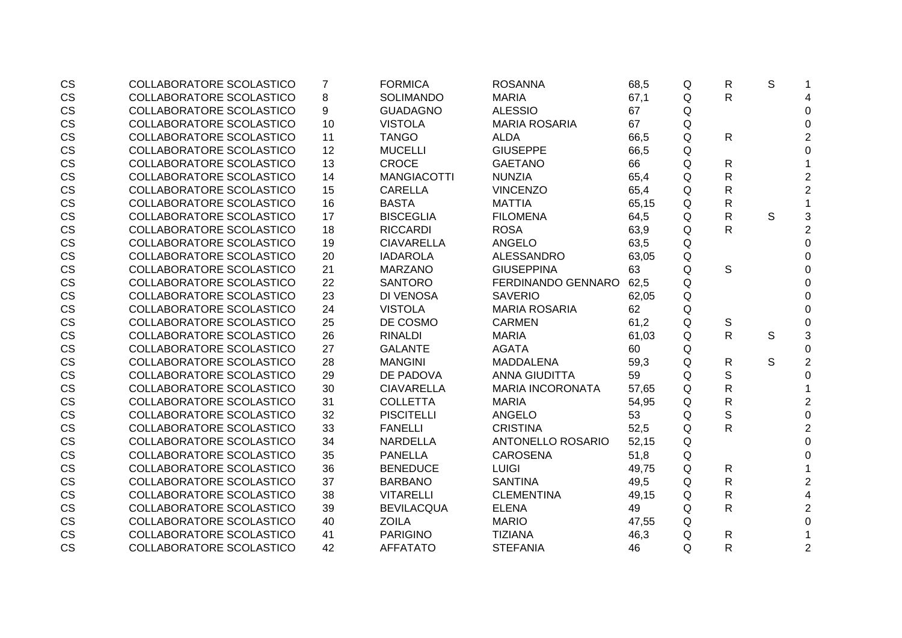| | | | | | | | | | |
|---|---|---|---|---|---|---|---|---|---|
| CS | COLLABORATORE SCOLASTICO | 7 | FORMICA | ROSANNA | 68,5 | Q | R | S | 1 |
| CS | COLLABORATORE SCOLASTICO | 8 | SOLIMANDO | MARIA | 67,1 | Q | R | | 4 |
| CS | COLLABORATORE SCOLASTICO | 9 | GUADAGNO | ALESSIO | 67 | Q | | | 0 |
| CS | COLLABORATORE SCOLASTICO | 10 | VISTOLA | MARIA ROSARIA | 67 | Q | | | 0 |
| CS | COLLABORATORE SCOLASTICO | 11 | TANGO | ALDA | 66,5 | Q | R | | 2 |
| CS | COLLABORATORE SCOLASTICO | 12 | MUCELLI | GIUSEPPE | 66,5 | Q | | | 0 |
| CS | COLLABORATORE SCOLASTICO | 13 | CROCE | GAETANO | 66 | Q | R | | 1 |
| CS | COLLABORATORE SCOLASTICO | 14 | MANGIACOTTI | NUNZIA | 65,4 | Q | R | | 2 |
| CS | COLLABORATORE SCOLASTICO | 15 | CARELLA | VINCENZO | 65,4 | Q | R | | 2 |
| CS | COLLABORATORE SCOLASTICO | 16 | BASTA | MATTIA | 65,15 | Q | R | | 1 |
| CS | COLLABORATORE SCOLASTICO | 17 | BISCEGLIA | FILOMENA | 64,5 | Q | R | S | 3 |
| CS | COLLABORATORE SCOLASTICO | 18 | RICCARDI | ROSA | 63,9 | Q | R | | 2 |
| CS | COLLABORATORE SCOLASTICO | 19 | CIAVARELLA | ANGELO | 63,5 | Q | | | 0 |
| CS | COLLABORATORE SCOLASTICO | 20 | IADAROLA | ALESSANDRO | 63,05 | Q | | | 0 |
| CS | COLLABORATORE SCOLASTICO | 21 | MARZANO | GIUSEPPINA | 63 | Q | S | | 0 |
| CS | COLLABORATORE SCOLASTICO | 22 | SANTORO | FERDINANDO GENNARO | 62,5 | Q | | | 0 |
| CS | COLLABORATORE SCOLASTICO | 23 | DI VENOSA | SAVERIO | 62,05 | Q | | | 0 |
| CS | COLLABORATORE SCOLASTICO | 24 | VISTOLA | MARIA ROSARIA | 62 | Q | | | 0 |
| CS | COLLABORATORE SCOLASTICO | 25 | DE COSMO | CARMEN | 61,2 | Q | S | | 0 |
| CS | COLLABORATORE SCOLASTICO | 26 | RINALDI | MARIA | 61,03 | Q | R | S | 3 |
| CS | COLLABORATORE SCOLASTICO | 27 | GALANTE | AGATA | 60 | Q | | | 0 |
| CS | COLLABORATORE SCOLASTICO | 28 | MANGINI | MADDALENA | 59,3 | Q | R | S | 2 |
| CS | COLLABORATORE SCOLASTICO | 29 | DE PADOVA | ANNA GIUDITTA | 59 | Q | S | | 0 |
| CS | COLLABORATORE SCOLASTICO | 30 | CIAVARELLA | MARIA INCORONATA | 57,65 | Q | R | | 1 |
| CS | COLLABORATORE SCOLASTICO | 31 | COLLETTA | MARIA | 54,95 | Q | R | | 2 |
| CS | COLLABORATORE SCOLASTICO | 32 | PISCITELLI | ANGELO | 53 | Q | S | | 0 |
| CS | COLLABORATORE SCOLASTICO | 33 | FANELLI | CRISTINA | 52,5 | Q | R | | 2 |
| CS | COLLABORATORE SCOLASTICO | 34 | NARDELLA | ANTONELLO ROSARIO | 52,15 | Q | | | 0 |
| CS | COLLABORATORE SCOLASTICO | 35 | PANELLA | CAROSENA | 51,8 | Q | | | 0 |
| CS | COLLABORATORE SCOLASTICO | 36 | BENEDUCE | LUIGI | 49,75 | Q | R | | 1 |
| CS | COLLABORATORE SCOLASTICO | 37 | BARBANO | SANTINA | 49,5 | Q | R | | 2 |
| CS | COLLABORATORE SCOLASTICO | 38 | VITARELLI | CLEMENTINA | 49,15 | Q | R | | 4 |
| CS | COLLABORATORE SCOLASTICO | 39 | BEVILACQUA | ELENA | 49 | Q | R | | 2 |
| CS | COLLABORATORE SCOLASTICO | 40 | ZOILA | MARIO | 47,55 | Q | | | 0 |
| CS | COLLABORATORE SCOLASTICO | 41 | PARIGINO | TIZIANA | 46,3 | Q | R | | 1 |
| CS | COLLABORATORE SCOLASTICO | 42 | AFFATATO | STEFANIA | 46 | Q | R | | 2 |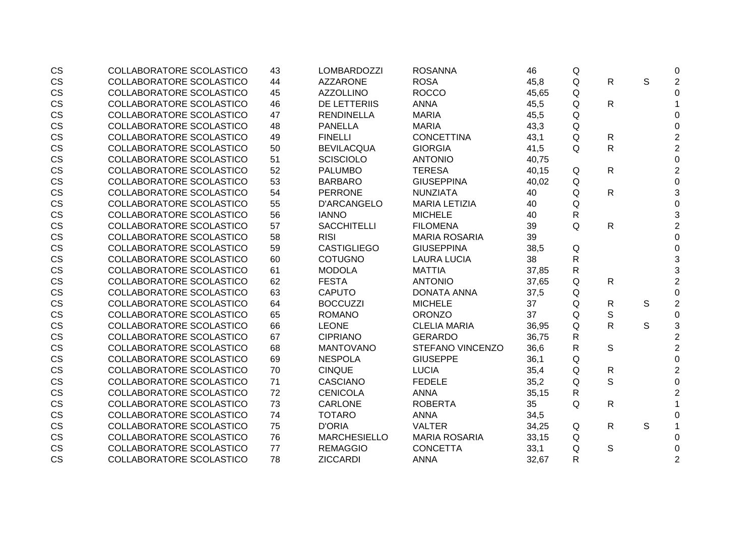| | | | | | | | | | |
|---|---|---|---|---|---|---|---|---|---|
| CS | COLLABORATORE SCOLASTICO | 43 | LOMBARDOZZI | ROSANNA | 46 | Q | | | 0 |
| CS | COLLABORATORE SCOLASTICO | 44 | AZZARONE | ROSA | 45,8 | Q | R | S | 2 |
| CS | COLLABORATORE SCOLASTICO | 45 | AZZOLLINO | ROCCO | 45,65 | Q | | | 0 |
| CS | COLLABORATORE SCOLASTICO | 46 | DE LETTERIIS | ANNA | 45,5 | Q | R | | 1 |
| CS | COLLABORATORE SCOLASTICO | 47 | RENDINELLA | MARIA | 45,5 | Q | | | 0 |
| CS | COLLABORATORE SCOLASTICO | 48 | PANELLA | MARIA | 43,3 | Q | | | 0 |
| CS | COLLABORATORE SCOLASTICO | 49 | FINELLI | CONCETTINA | 43,1 | Q | R | | 2 |
| CS | COLLABORATORE SCOLASTICO | 50 | BEVILACQUA | GIORGIA | 41,5 | Q | R | | 2 |
| CS | COLLABORATORE SCOLASTICO | 51 | SCISCIOLO | ANTONIO | 40,75 | | | | 0 |
| CS | COLLABORATORE SCOLASTICO | 52 | PALUMBO | TERESA | 40,15 | Q | R | | 2 |
| CS | COLLABORATORE SCOLASTICO | 53 | BARBARO | GIUSEPPINA | 40,02 | Q | | | 0 |
| CS | COLLABORATORE SCOLASTICO | 54 | PERRONE | NUNZIATA | 40 | Q | R | | 3 |
| CS | COLLABORATORE SCOLASTICO | 55 | D'ARCANGELO | MARIA LETIZIA | 40 | Q | | | 0 |
| CS | COLLABORATORE SCOLASTICO | 56 | IANNO | MICHELE | 40 | R | | | 3 |
| CS | COLLABORATORE SCOLASTICO | 57 | SACCHITELLI | FILOMENA | 39 | Q | R | | 2 |
| CS | COLLABORATORE SCOLASTICO | 58 | RISI | MARIA ROSARIA | 39 | | | | 0 |
| CS | COLLABORATORE SCOLASTICO | 59 | CASTIGLIEGO | GIUSEPPINA | 38,5 | Q | | | 0 |
| CS | COLLABORATORE SCOLASTICO | 60 | COTUGNO | LAURA LUCIA | 38 | R | | | 3 |
| CS | COLLABORATORE SCOLASTICO | 61 | MODOLA | MATTIA | 37,85 | R | | | 3 |
| CS | COLLABORATORE SCOLASTICO | 62 | FESTA | ANTONIO | 37,65 | Q | R | | 2 |
| CS | COLLABORATORE SCOLASTICO | 63 | CAPUTO | DONATA ANNA | 37,5 | Q | | | 0 |
| CS | COLLABORATORE SCOLASTICO | 64 | BOCCUZZI | MICHELE | 37 | Q | R | S | 2 |
| CS | COLLABORATORE SCOLASTICO | 65 | ROMANO | ORONZO | 37 | Q | S | | 0 |
| CS | COLLABORATORE SCOLASTICO | 66 | LEONE | CLELIA MARIA | 36,95 | Q | R | S | 3 |
| CS | COLLABORATORE SCOLASTICO | 67 | CIPRIANO | GERARDO | 36,75 | R | | | 2 |
| CS | COLLABORATORE SCOLASTICO | 68 | MANTOVANO | STEFANO VINCENZO | 36,6 | R | S | | 2 |
| CS | COLLABORATORE SCOLASTICO | 69 | NESPOLA | GIUSEPPE | 36,1 | Q | | | 0 |
| CS | COLLABORATORE SCOLASTICO | 70 | CINQUE | LUCIA | 35,4 | Q | R | | 2 |
| CS | COLLABORATORE SCOLASTICO | 71 | CASCIANO | FEDELE | 35,2 | Q | S | | 0 |
| CS | COLLABORATORE SCOLASTICO | 72 | CENICOLA | ANNA | 35,15 | R | | | 2 |
| CS | COLLABORATORE SCOLASTICO | 73 | CARLONE | ROBERTA | 35 | Q | R | | 1 |
| CS | COLLABORATORE SCOLASTICO | 74 | TOTARO | ANNA | 34,5 | | | | 0 |
| CS | COLLABORATORE SCOLASTICO | 75 | D'ORIA | VALTER | 34,25 | Q | R | S | 1 |
| CS | COLLABORATORE SCOLASTICO | 76 | MARCHESIELLO | MARIA ROSARIA | 33,15 | Q | | | 0 |
| CS | COLLABORATORE SCOLASTICO | 77 | REMAGGIO | CONCETTA | 33,1 | Q | S | | 0 |
| CS | COLLABORATORE SCOLASTICO | 78 | ZICCARDI | ANNA | 32,67 | R | | | 2 |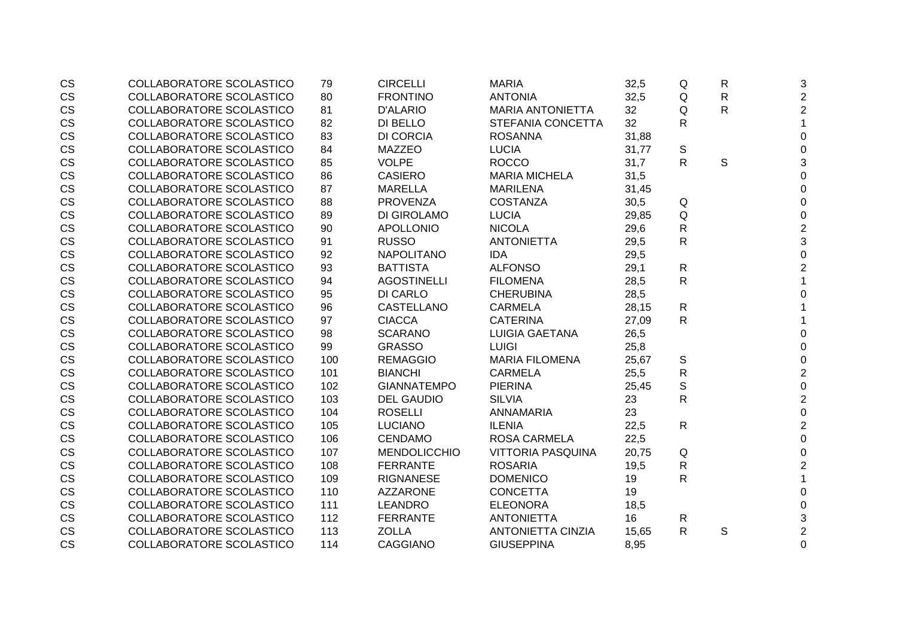| CS | COLLABORATORE SCOLASTICO | 79 | CIRCELLI | MARIA | 32,5 | Q | R | 3 |
|---|---|---|---|---|---|---|---|---|
| CS | COLLABORATORE SCOLASTICO | 80 | FRONTINO | ANTONIA | 32,5 | Q | R | 2 |
| CS | COLLABORATORE SCOLASTICO | 81 | D'ALARIO | MARIA ANTONIETTA | 32 | Q | R | 2 |
| CS | COLLABORATORE SCOLASTICO | 82 | DI BELLO | STEFANIA CONCETTA | 32 | R | | 1 |
| CS | COLLABORATORE SCOLASTICO | 83 | DI CORCIA | ROSANNA | 31,88 | | | 0 |
| CS | COLLABORATORE SCOLASTICO | 84 | MAZZEO | LUCIA | 31,77 | S | | 0 |
| CS | COLLABORATORE SCOLASTICO | 85 | VOLPE | ROCCO | 31,7 | R | S | 3 |
| CS | COLLABORATORE SCOLASTICO | 86 | CASIERO | MARIA MICHELA | 31,5 | | | 0 |
| CS | COLLABORATORE SCOLASTICO | 87 | MARELLA | MARILENA | 31,45 | | | 0 |
| CS | COLLABORATORE SCOLASTICO | 88 | PROVENZA | COSTANZA | 30,5 | Q | | 0 |
| CS | COLLABORATORE SCOLASTICO | 89 | DI GIROLAMO | LUCIA | 29,85 | Q | | 0 |
| CS | COLLABORATORE SCOLASTICO | 90 | APOLLONIO | NICOLA | 29,6 | R | | 2 |
| CS | COLLABORATORE SCOLASTICO | 91 | RUSSO | ANTONIETTA | 29,5 | R | | 3 |
| CS | COLLABORATORE SCOLASTICO | 92 | NAPOLITANO | IDA | 29,5 | | | 0 |
| CS | COLLABORATORE SCOLASTICO | 93 | BATTISTA | ALFONSO | 29,1 | R | | 2 |
| CS | COLLABORATORE SCOLASTICO | 94 | AGOSTINELLI | FILOMENA | 28,5 | R | | 1 |
| CS | COLLABORATORE SCOLASTICO | 95 | DI CARLO | CHERUBINA | 28,5 | | | 0 |
| CS | COLLABORATORE SCOLASTICO | 96 | CASTELLANO | CARMELA | 28,15 | R | | 1 |
| CS | COLLABORATORE SCOLASTICO | 97 | CIACCA | CATERINA | 27,09 | R | | 1 |
| CS | COLLABORATORE SCOLASTICO | 98 | SCARANO | LUIGIA GAETANA | 26,5 | | | 0 |
| CS | COLLABORATORE SCOLASTICO | 99 | GRASSO | LUIGI | 25,8 | | | 0 |
| CS | COLLABORATORE SCOLASTICO | 100 | REMAGGIO | MARIA FILOMENA | 25,67 | S | | 0 |
| CS | COLLABORATORE SCOLASTICO | 101 | BIANCHI | CARMELA | 25,5 | R | | 2 |
| CS | COLLABORATORE SCOLASTICO | 102 | GIANNATEMPO | PIERINA | 25,45 | S | | 0 |
| CS | COLLABORATORE SCOLASTICO | 103 | DEL GAUDIO | SILVIA | 23 | R | | 2 |
| CS | COLLABORATORE SCOLASTICO | 104 | ROSELLI | ANNAMARIA | 23 | | | 0 |
| CS | COLLABORATORE SCOLASTICO | 105 | LUCIANO | ILENIA | 22,5 | R | | 2 |
| CS | COLLABORATORE SCOLASTICO | 106 | CENDAMO | ROSA CARMELA | 22,5 | | | 0 |
| CS | COLLABORATORE SCOLASTICO | 107 | MENDOLICCHIO | VITTORIA PASQUINA | 20,75 | Q | | 0 |
| CS | COLLABORATORE SCOLASTICO | 108 | FERRANTE | ROSARIA | 19,5 | R | | 2 |
| CS | COLLABORATORE SCOLASTICO | 109 | RIGNANESE | DOMENICO | 19 | R | | 1 |
| CS | COLLABORATORE SCOLASTICO | 110 | AZZARONE | CONCETTA | 19 | | | 0 |
| CS | COLLABORATORE SCOLASTICO | 111 | LEANDRO | ELEONORA | 18,5 | | | 0 |
| CS | COLLABORATORE SCOLASTICO | 112 | FERRANTE | ANTONIETTA | 16 | R | | 3 |
| CS | COLLABORATORE SCOLASTICO | 113 | ZOLLA | ANTONIETTA CINZIA | 15,65 | R | S | 2 |
| CS | COLLABORATORE SCOLASTICO | 114 | CAGGIANO | GIUSEPPINA | 8,95 | | | 0 |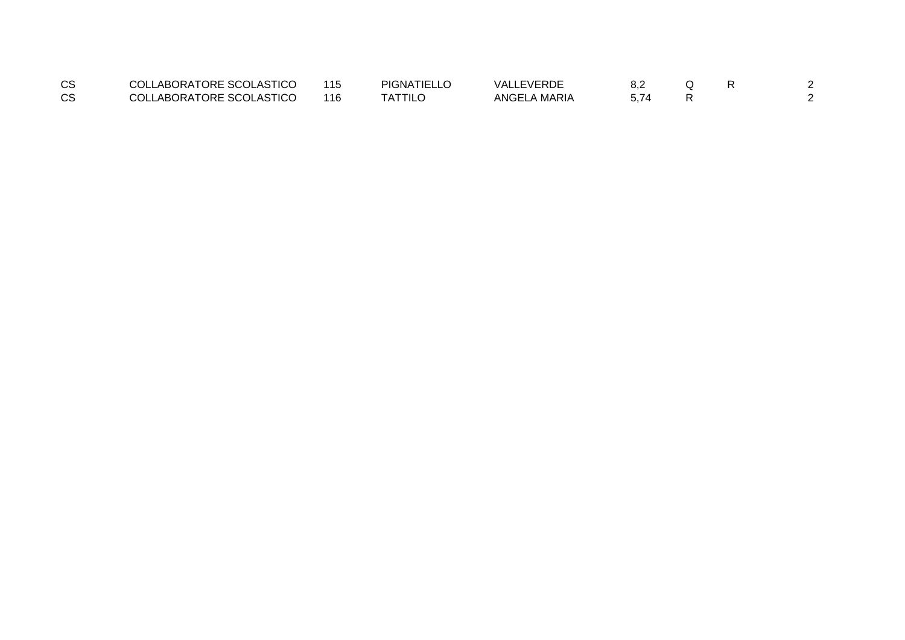| | | | | | | | | |
|---|---|---|---|---|---|---|---|---|
| CS | COLLABORATORE SCOLASTICO | 115 | PIGNATIELLO | VALLEVERDE | 8,2 | Q | R | 2 |
| CS | COLLABORATORE SCOLASTICO | 116 | TATTILO | ANGELA MARIA | 5,74 | R | | 2 |